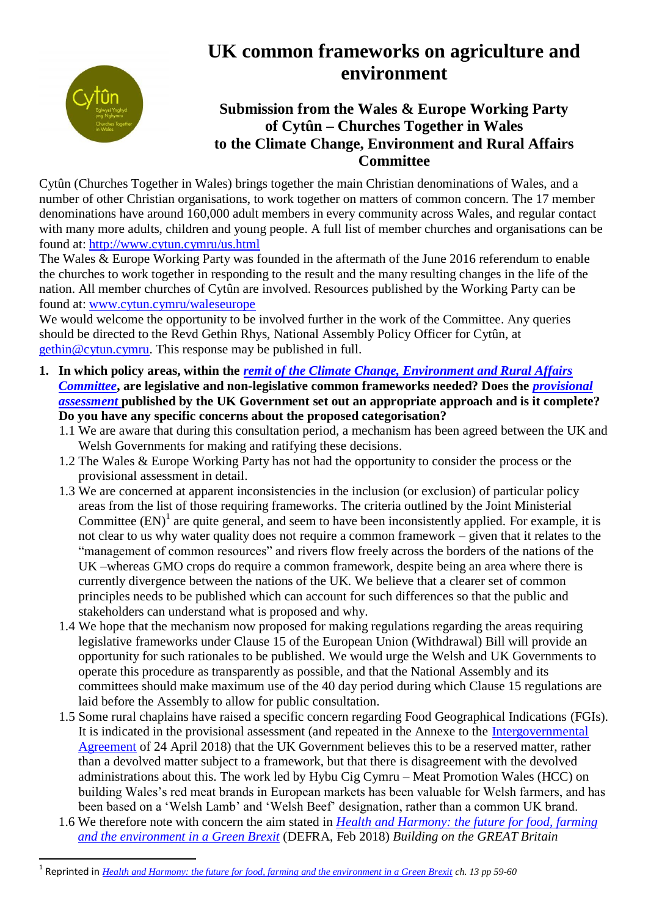# UK common frameworks on agriculture and environment

## Submission from the Wales & Europe Working Party of Cytûn – Churches Together in Wales to the Climate Change, Environment and Rural Affairs Committee

Cytûn (Churches Together in Wales) brings together the main Christian denominations of Wales, and a number of other Christian organisations, to work together on matters of common concern. The 17 member denominations have around 160,000 adult members in every community across Wales, and regular contact with many more adults, children and young people. A full list of member churches and organisations can be found at: http://www.cytun.cymru/us.html

The Wales & Europe Working Party was founded in the aftermath of the June 2016 referendum to enable the churches to work together in responding to the result and the many resulting changes in the life of the nation. All member churches of Cytûn are involved. Resources published by the Working Party can be found at: www.cytun.cymru/waleseurope

We would welcome the opportunity to be involved further in the work of the Committee. Any queries should be directed to the Revd Gethin Rhys, National Assembly Policy Officer for Cytûn, at gethin@cytun.cymru. This response may be published in full.

1. **In which policy areas, within the *remit of the Climate Change, Environment and Rural Affairs Committee*, are legislative and non-legislative common frameworks needed? Does the *provisional assessment* published by the UK Government set out an appropriate approach and is it complete? Do you have any specific concerns about the proposed categorisation?**

   1.1 We are aware that during this consultation period, a mechanism has been agreed between the UK and Welsh Governments for making and ratifying these decisions.

   1.2 The Wales & Europe Working Party has not had the opportunity to consider the process or the provisional assessment in detail.

   1.3 We are concerned at apparent inconsistencies in the inclusion (or exclusion) of particular policy areas from the list of those requiring frameworks. The criteria outlined by the Joint Ministerial Committee (EN)[1] are quite general, and seem to have been inconsistently applied. For example, it is not clear to us why water quality does not require a common framework – given that it relates to the "management of common resources" and rivers flow freely across the borders of the nations of the UK –whereas GMO crops do require a common framework, despite being an area where there is currently divergence between the nations of the UK. We believe that a clearer set of common principles needs to be published which can account for such differences so that the public and stakeholders can understand what is proposed and why.

   1.4 We hope that the mechanism now proposed for making regulations regarding the areas requiring legislative frameworks under Clause 15 of the European Union (Withdrawal) Bill will provide an opportunity for such rationales to be published. We would urge the Welsh and UK Governments to operate this procedure as transparently as possible, and that the National Assembly and its committees should make maximum use of the 40 day period during which Clause 15 regulations are laid before the Assembly to allow for public consultation.

   1.5 Some rural chaplains have raised a specific concern regarding Food Geographical Indications (FGIs). It is indicated in the provisional assessment (and repeated in the Annexe to the Intergovernmental Agreement of 24 April 2018) that the UK Government believes this to be a reserved matter, rather than a devolved matter subject to a framework, but that there is disagreement with the devolved administrations about this. The work led by Hybu Cig Cymru – Meat Promotion Wales (HCC) on building Wales's red meat brands in European markets has been valuable for Welsh farmers, and has been based on a 'Welsh Lamb' and 'Welsh Beef' designation, rather than a common UK brand.

   1.6 We therefore note with concern the aim stated in *Health and Harmony: the future for food, farming and the environment in a Green Brexit* (DEFRA, Feb 2018) *Building on the GREAT Britain*

[1] Reprinted in *Health and Harmony: the future for food, farming and the environment in a Green Brexit ch. 13 pp 59-60*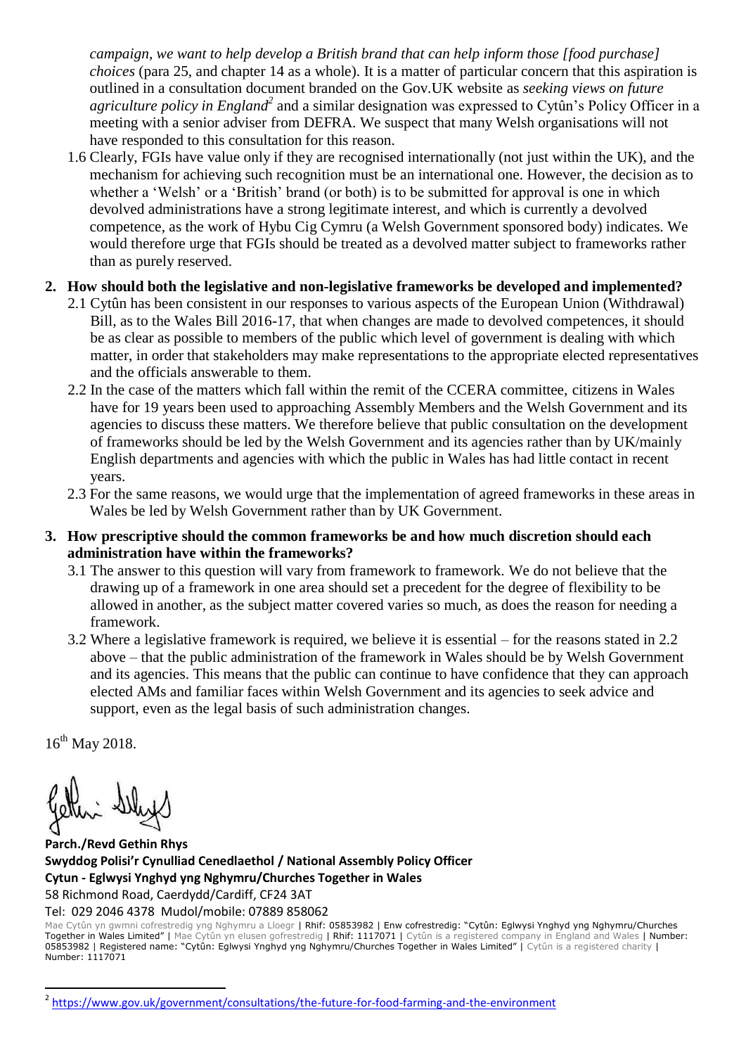*campaign, we want to help develop a British brand that can help inform those [food purchase] choices* (para 25, and chapter 14 as a whole). It is a matter of particular concern that this aspiration is outlined in a consultation document branded on the Gov.UK website as *seeking views on future agriculture policy in England*[2] and a similar designation was expressed to Cytûn's Policy Officer in a meeting with a senior adviser from DEFRA. We suspect that many Welsh organisations will not have responded to this consultation for this reason.

1.6 Clearly, FGIs have value only if they are recognised internationally (not just within the UK), and the mechanism for achieving such recognition must be an international one. However, the decision as to whether a 'Welsh' or a 'British' brand (or both) is to be submitted for approval is one in which devolved administrations have a strong legitimate interest, and which is currently a devolved competence, as the work of Hybu Cig Cymru (a Welsh Government sponsored body) indicates. We would therefore urge that FGIs should be treated as a devolved matter subject to frameworks rather than as purely reserved.

**2. How should both the legislative and non-legislative frameworks be developed and implemented?**

2.1 Cytûn has been consistent in our responses to various aspects of the European Union (Withdrawal) Bill, as to the Wales Bill 2016-17, that when changes are made to devolved competences, it should be as clear as possible to members of the public which level of government is dealing with which matter, in order that stakeholders may make representations to the appropriate elected representatives and the officials answerable to them.

2.2 In the case of the matters which fall within the remit of the CCERA committee, citizens in Wales have for 19 years been used to approaching Assembly Members and the Welsh Government and its agencies to discuss these matters. We therefore believe that public consultation on the development of frameworks should be led by the Welsh Government and its agencies rather than by UK/mainly English departments and agencies with which the public in Wales has had little contact in recent years.

2.3 For the same reasons, we would urge that the implementation of agreed frameworks in these areas in Wales be led by Welsh Government rather than by UK Government.

**3. How prescriptive should the common frameworks be and how much discretion should each administration have within the frameworks?**

3.1 The answer to this question will vary from framework to framework. We do not believe that the drawing up of a framework in one area should set a precedent for the degree of flexibility to be allowed in another, as the subject matter covered varies so much, as does the reason for needing a framework.

3.2 Where a legislative framework is required, we believe it is essential – for the reasons stated in 2.2 above – that the public administration of the framework in Wales should be by Welsh Government and its agencies. This means that the public can continue to have confidence that they can approach elected AMs and familiar faces within Welsh Government and its agencies to seek advice and support, even as the legal basis of such administration changes.

16th May 2018.

**Parch./Revd Gethin Rhys**
**Swyddog Polisi'r Cynulliad Cenedlaethol / National Assembly Policy Officer**
**Cytun - Eglwysi Ynghyd yng Nghymru/Churches Together in Wales**
58 Richmond Road, Caerdydd/Cardiff, CF24 3AT
Tel: 029 2046 4378 Mudol/mobile: 07889 858062

Mae Cytûn yn gwmni cofrestredig yng Nghymru a Lloegr | Rhif: 05853982 | Enw cofrestredig: "Cytûn: Eglwysi Ynghyd yng Nghymru/Churches Together in Wales Limited" | Mae Cytûn yn elusen gofrestredig | Rhif: 1117071 | Cytûn is a registered company in England and Wales | Number: 05853982 | Registered name: "Cytûn: Eglwysi Ynghyd yng Nghymru/Churches Together in Wales Limited" | Cytûn is a registered charity | Number: 1117071

---

[2] https://www.gov.uk/government/consultations/the-future-for-food-farming-and-the-environment